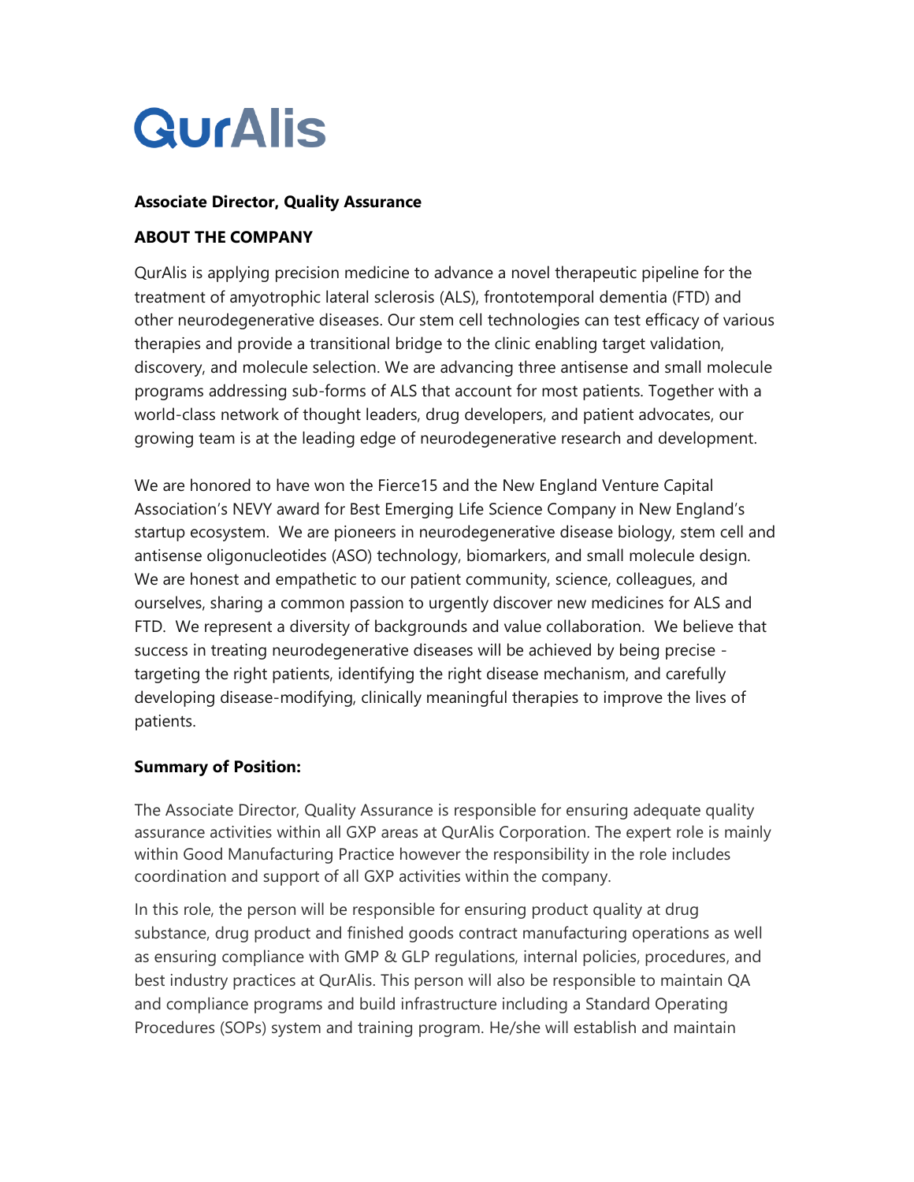# QurAlis

**Associate Director, Quality Assurance**

**ABOUT THE COMPANY**

QurAlis is applying precision medicine to advance a novel therapeutic pipeline for the treatment of amyotrophic lateral sclerosis (ALS), frontotemporal dementia (FTD) and other neurodegenerative diseases. Our stem cell technologies can test efficacy of various therapies and provide a transitional bridge to the clinic enabling target validation, discovery, and molecule selection. We are advancing three antisense and small molecule programs addressing sub-forms of ALS that account for most patients. Together with a world-class network of thought leaders, drug developers, and patient advocates, our growing team is at the leading edge of neurodegenerative research and development.

We are honored to have won the Fierce15 and the New England Venture Capital Association's NEVY award for Best Emerging Life Science Company in New England's startup ecosystem. We are pioneers in neurodegenerative disease biology, stem cell and antisense oligonucleotides (ASO) technology, biomarkers, and small molecule design. We are honest and empathetic to our patient community, science, colleagues, and ourselves, sharing a common passion to urgently discover new medicines for ALS and FTD. We represent a diversity of backgrounds and value collaboration. We believe that success in treating neurodegenerative diseases will be achieved by being precise - targeting the right patients, identifying the right disease mechanism, and carefully developing disease-modifying, clinically meaningful therapies to improve the lives of patients.

**Summary of Position:**

The Associate Director, Quality Assurance is responsible for ensuring adequate quality assurance activities within all GXP areas at QurAlis Corporation. The expert role is mainly within Good Manufacturing Practice however the responsibility in the role includes coordination and support of all GXP activities within the company.

In this role, the person will be responsible for ensuring product quality at drug substance, drug product and finished goods contract manufacturing operations as well as ensuring compliance with GMP & GLP regulations, internal policies, procedures, and best industry practices at QurAlis. This person will also be responsible to maintain QA and compliance programs and build infrastructure including a Standard Operating Procedures (SOPs) system and training program. He/she will establish and maintain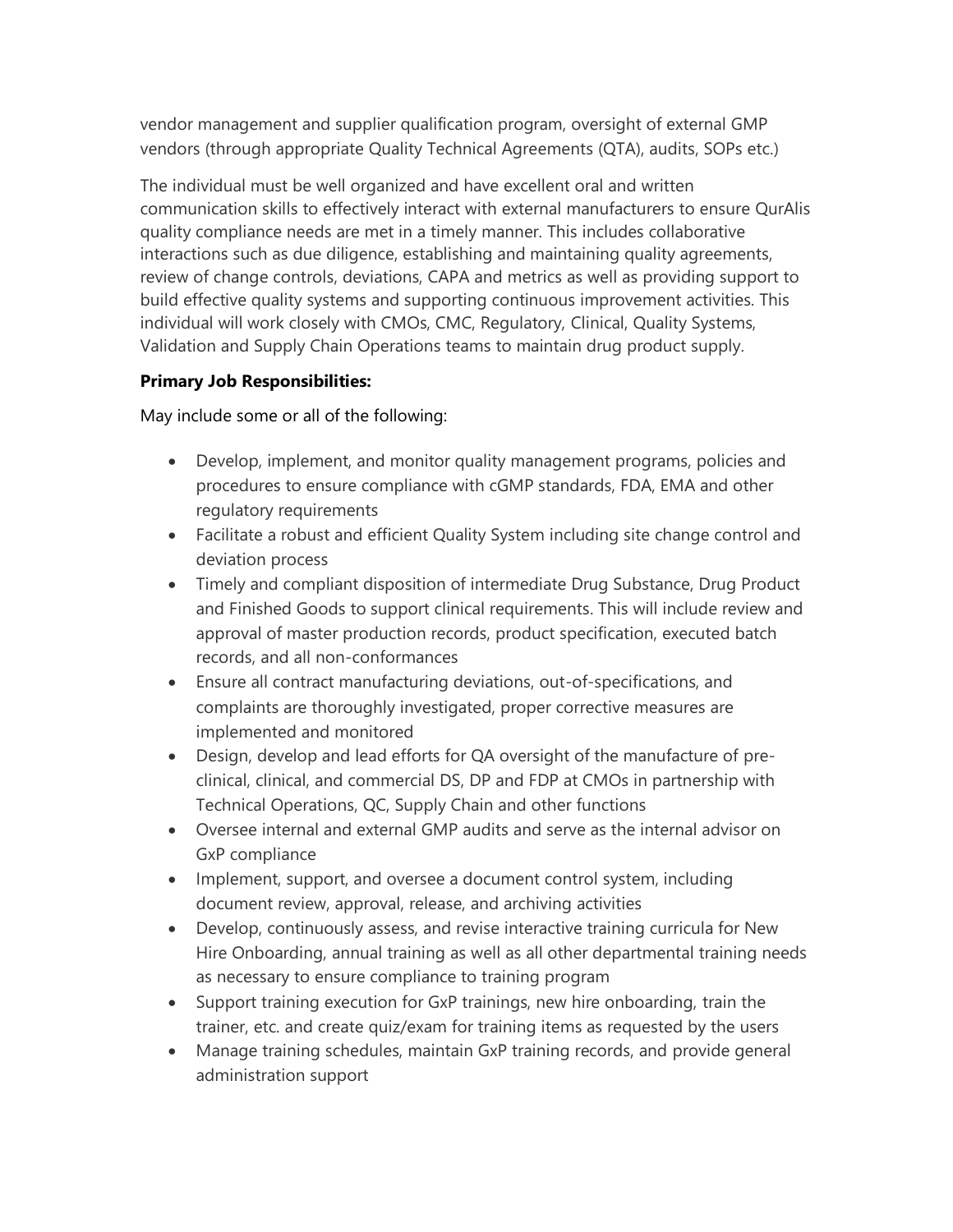vendor management and supplier qualification program, oversight of external GMP vendors (through appropriate Quality Technical Agreements (QTA), audits, SOPs etc.)

The individual must be well organized and have excellent oral and written communication skills to effectively interact with external manufacturers to ensure QurAlis quality compliance needs are met in a timely manner. This includes collaborative interactions such as due diligence, establishing and maintaining quality agreements, review of change controls, deviations, CAPA and metrics as well as providing support to build effective quality systems and supporting continuous improvement activities. This individual will work closely with CMOs, CMC, Regulatory, Clinical, Quality Systems, Validation and Supply Chain Operations teams to maintain drug product supply.

**Primary Job Responsibilities:**

May include some or all of the following:

- Develop, implement, and monitor quality management programs, policies and procedures to ensure compliance with cGMP standards, FDA, EMA and other regulatory requirements
- Facilitate a robust and efficient Quality System including site change control and deviation process
- Timely and compliant disposition of intermediate Drug Substance, Drug Product and Finished Goods to support clinical requirements. This will include review and approval of master production records, product specification, executed batch records, and all non-conformances
- Ensure all contract manufacturing deviations, out-of-specifications, and complaints are thoroughly investigated, proper corrective measures are implemented and monitored
- Design, develop and lead efforts for QA oversight of the manufacture of pre-clinical, clinical, and commercial DS, DP and FDP at CMOs in partnership with Technical Operations, QC, Supply Chain and other functions
- Oversee internal and external GMP audits and serve as the internal advisor on GxP compliance
- Implement, support, and oversee a document control system, including document review, approval, release, and archiving activities
- Develop, continuously assess, and revise interactive training curricula for New Hire Onboarding, annual training as well as all other departmental training needs as necessary to ensure compliance to training program
- Support training execution for GxP trainings, new hire onboarding, train the trainer, etc. and create quiz/exam for training items as requested by the users
- Manage training schedules, maintain GxP training records, and provide general administration support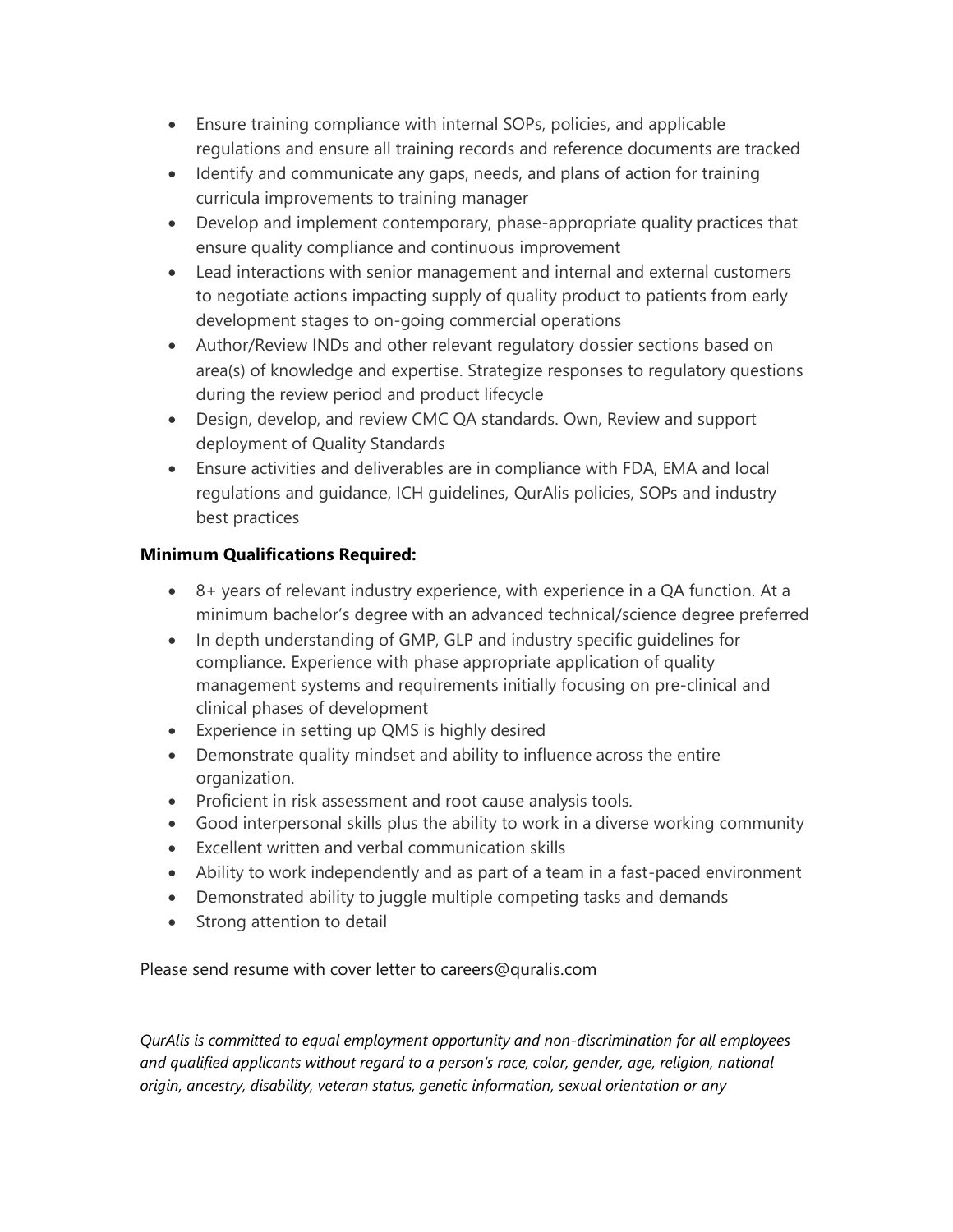- Ensure training compliance with internal SOPs, policies, and applicable regulations and ensure all training records and reference documents are tracked
- Identify and communicate any gaps, needs, and plans of action for training curricula improvements to training manager
- Develop and implement contemporary, phase-appropriate quality practices that ensure quality compliance and continuous improvement
- Lead interactions with senior management and internal and external customers to negotiate actions impacting supply of quality product to patients from early development stages to on-going commercial operations
- Author/Review INDs and other relevant regulatory dossier sections based on area(s) of knowledge and expertise. Strategize responses to regulatory questions during the review period and product lifecycle
- Design, develop, and review CMC QA standards. Own, Review and support deployment of Quality Standards
- Ensure activities and deliverables are in compliance with FDA, EMA and local regulations and guidance, ICH guidelines, QurAlis policies, SOPs and industry best practices

**Minimum Qualifications Required:**

- 8+ years of relevant industry experience, with experience in a QA function. At a minimum bachelor's degree with an advanced technical/science degree preferred
- In depth understanding of GMP, GLP and industry specific guidelines for compliance. Experience with phase appropriate application of quality management systems and requirements initially focusing on pre-clinical and clinical phases of development
- Experience in setting up QMS is highly desired
- Demonstrate quality mindset and ability to influence across the entire organization.
- Proficient in risk assessment and root cause analysis tools.
- Good interpersonal skills plus the ability to work in a diverse working community
- Excellent written and verbal communication skills
- Ability to work independently and as part of a team in a fast-paced environment
- Demonstrated ability to juggle multiple competing tasks and demands
- Strong attention to detail

Please send resume with cover letter to careers@quralis.com

*QurAlis is committed to equal employment opportunity and non-discrimination for all employees and qualified applicants without regard to a person's race, color, gender, age, religion, national origin, ancestry, disability, veteran status, genetic information, sexual orientation or any*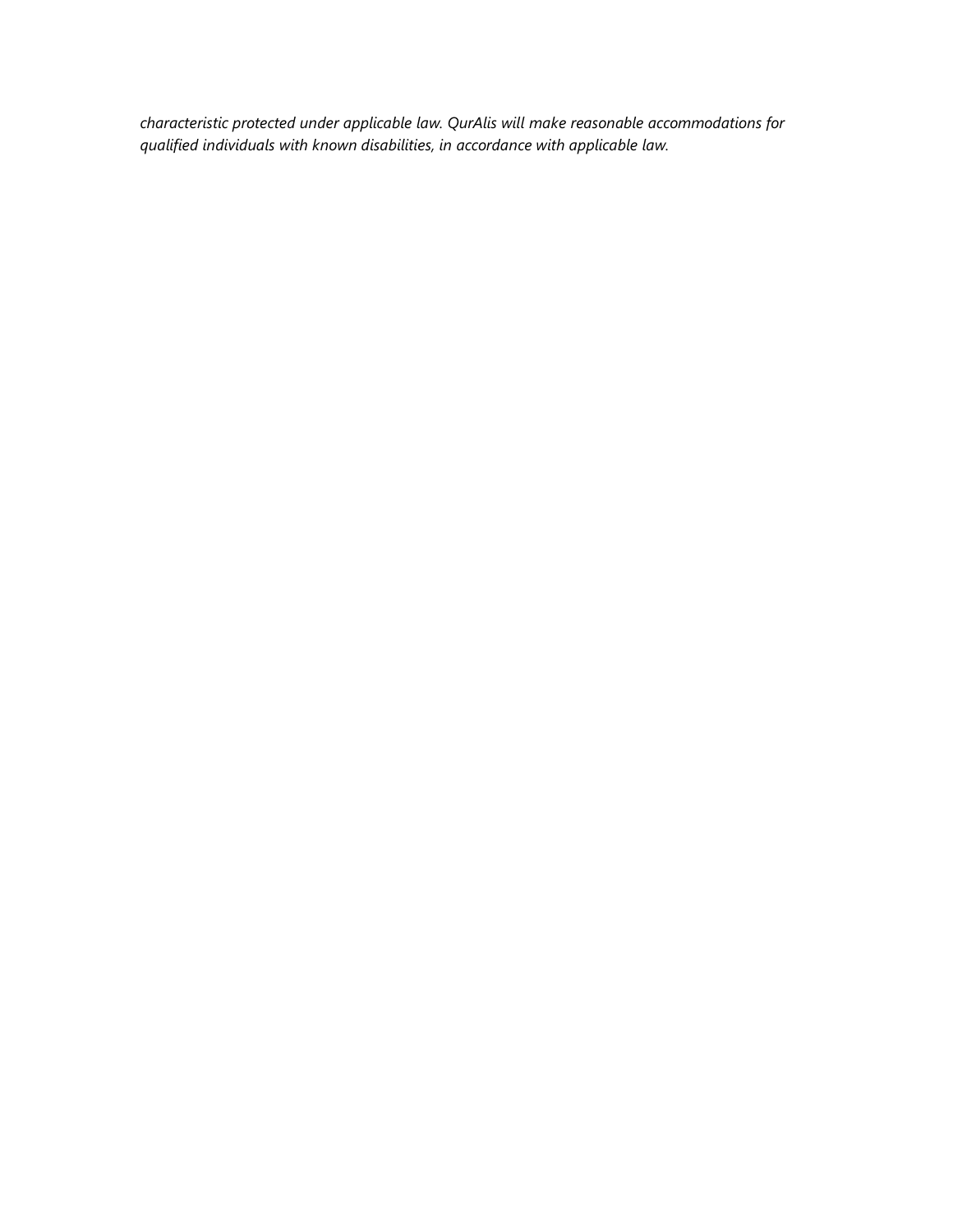*characteristic protected under applicable law. QurAlis will make reasonable accommodations for qualified individuals with known disabilities, in accordance with applicable law.*